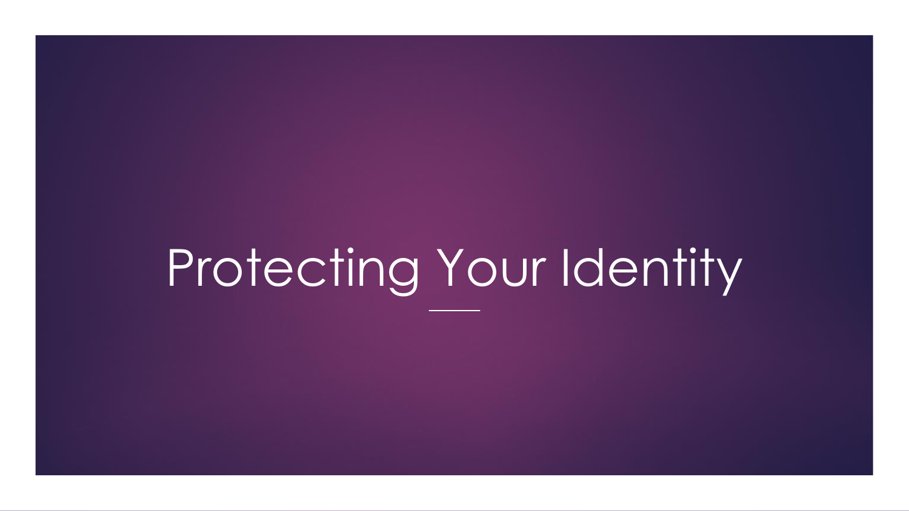# Protecting Your Identity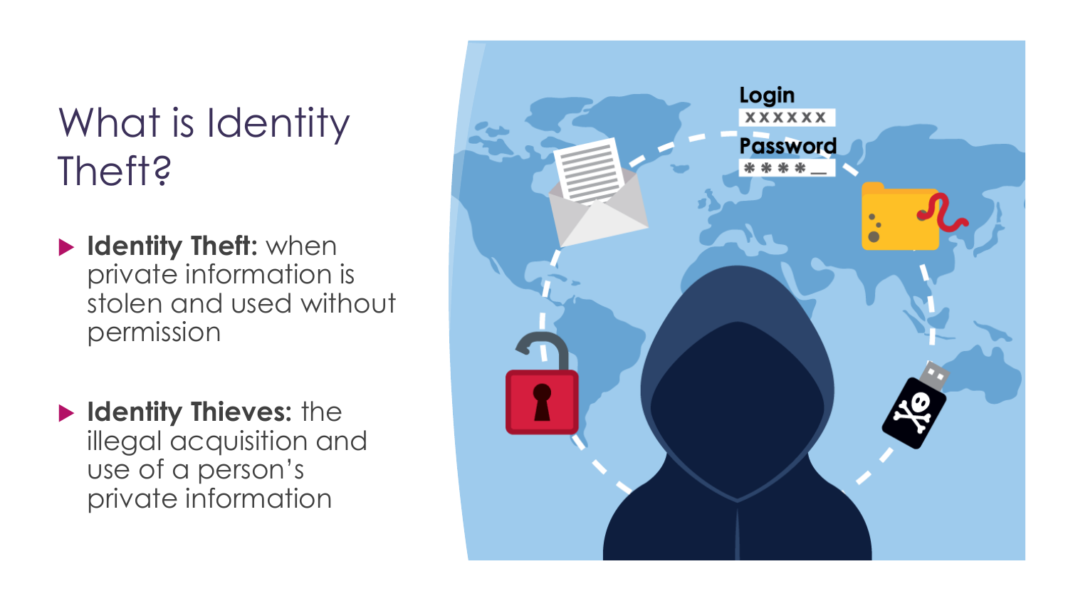# What is Identity Theft?

- **Identity Theft:** when private information is stolen and used without permission
- **Identity Thieves:** the illegal acquisition and use of a person's private information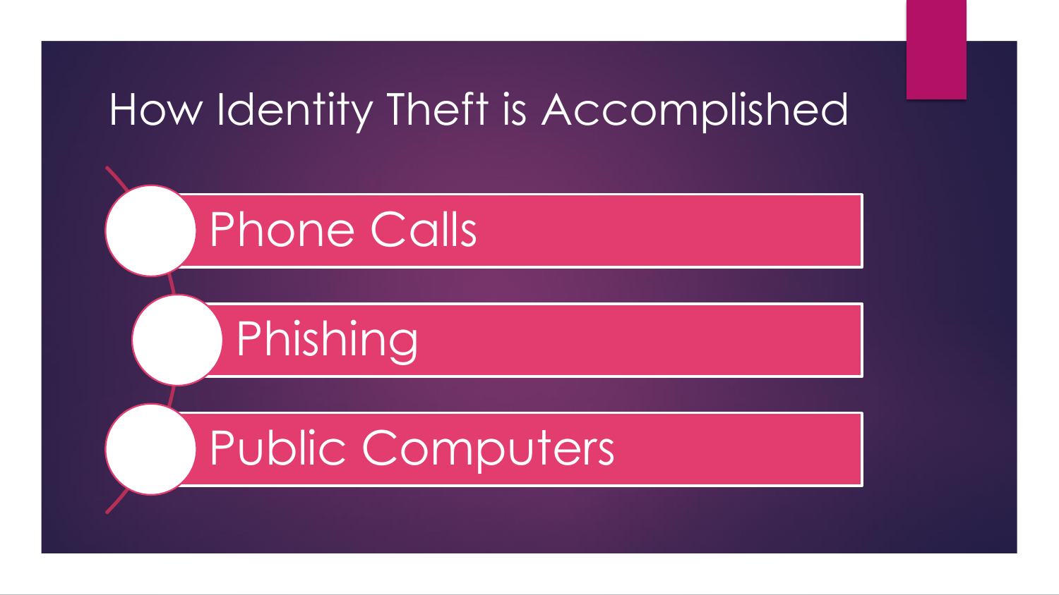# How Identity Theft is Accomplished

- Phone Calls
- Phishing
- Public Computers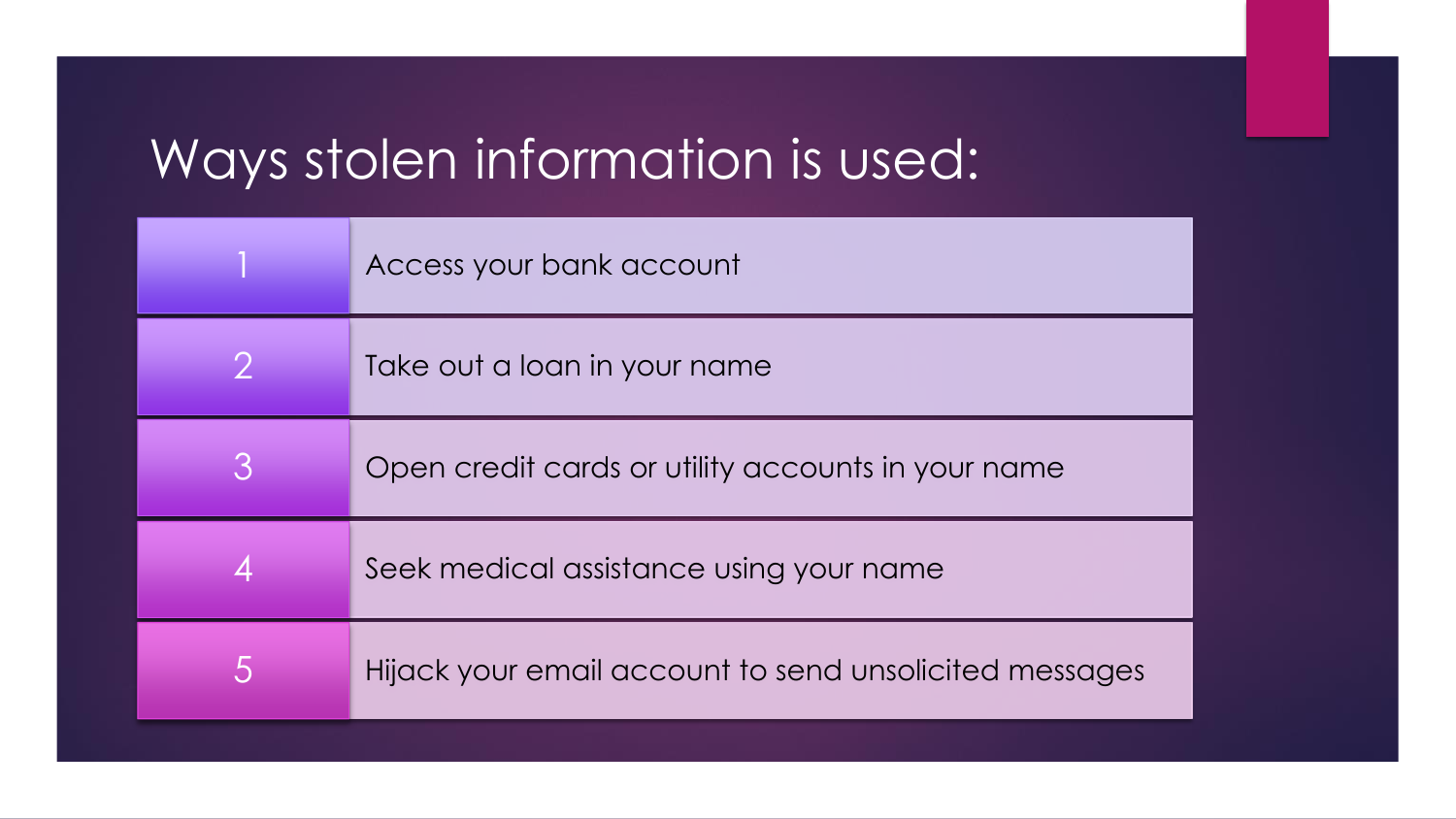# Ways stolen information is used:

1. Access your bank account
2. Take out a loan in your name
3. Open credit cards or utility accounts in your name
4. Seek medical assistance using your name
5. Hijack your email account to send unsolicited messages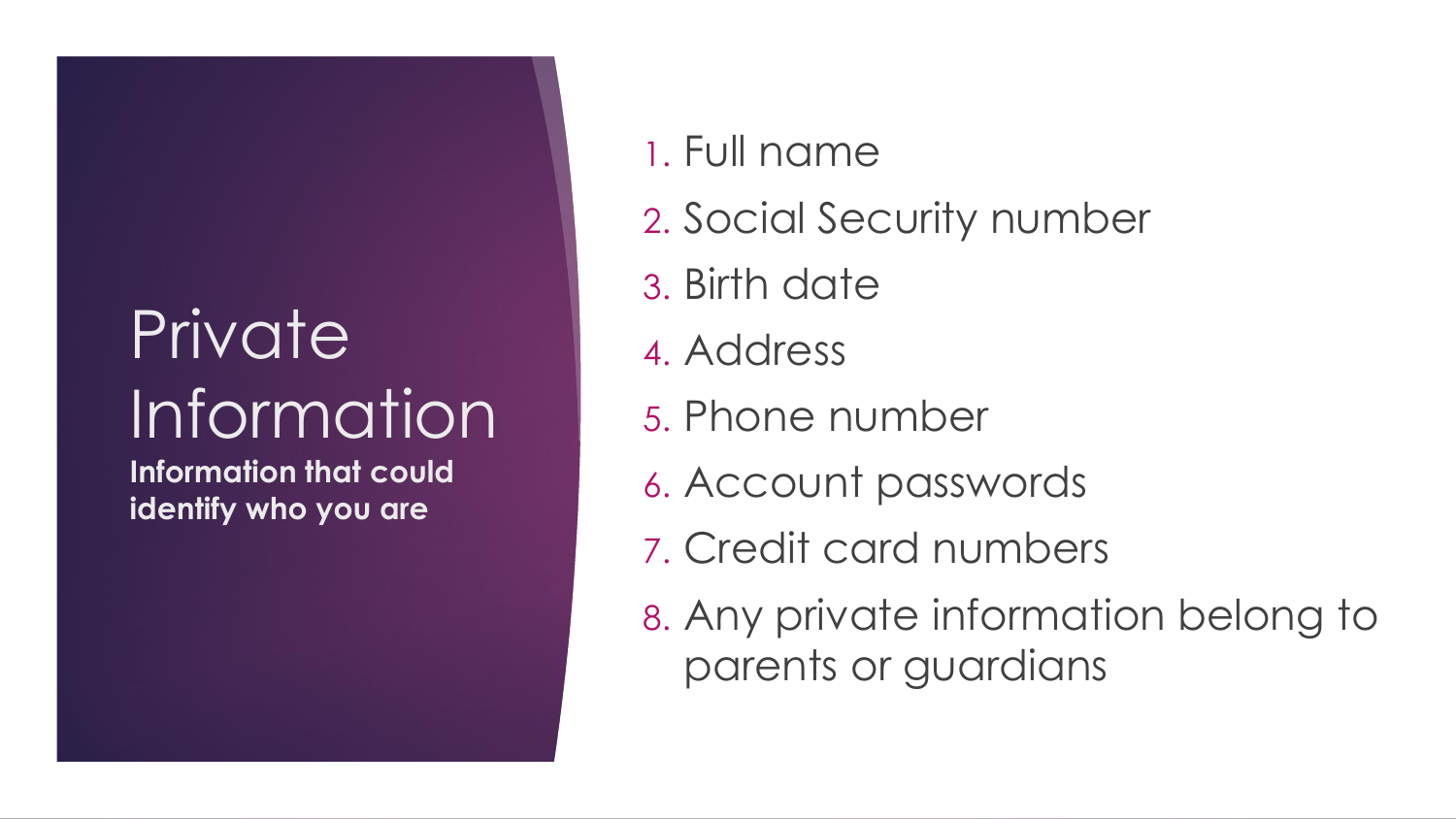# Private Information

**Information that could identify who you are**

1. Full name
2. Social Security number
3. Birth date
4. Address
5. Phone number
6. Account passwords
7. Credit card numbers
8. Any private information belong to parents or guardians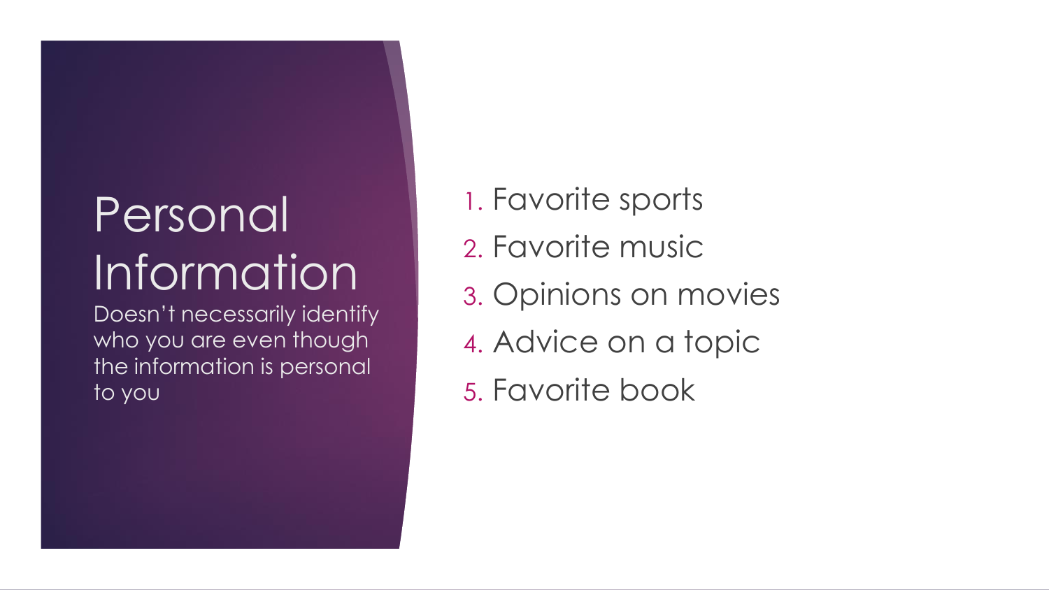# Personal Information

Doesn't necessarily identify who you are even though the information is personal to you

1. Favorite sports
2. Favorite music
3. Opinions on movies
4. Advice on a topic
5. Favorite book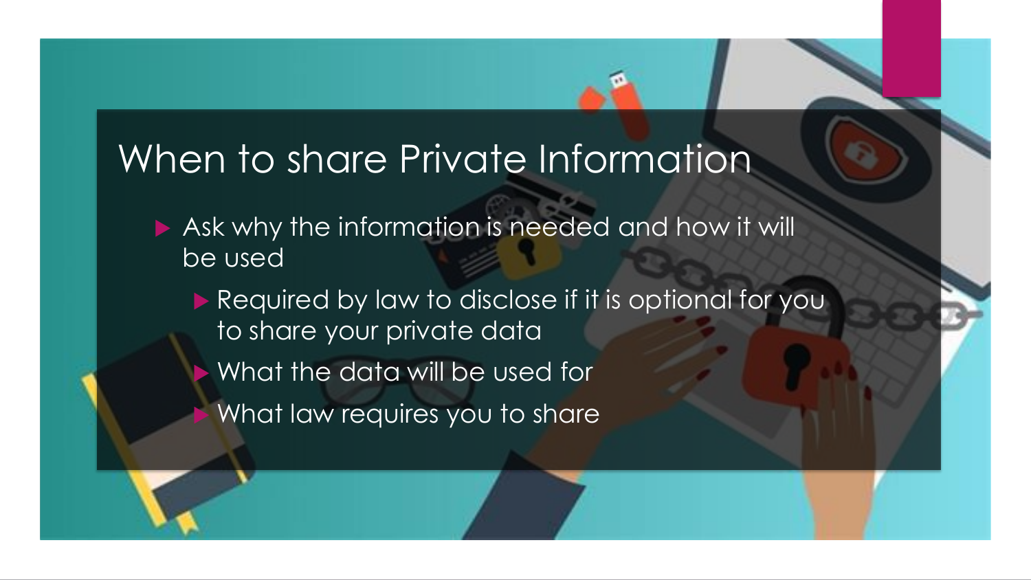# When to share Private Information

- Ask why the information is needed and how it will be used
  - Required by law to disclose if it is optional for you to share your private data
  - What the data will be used for
  - What law requires you to share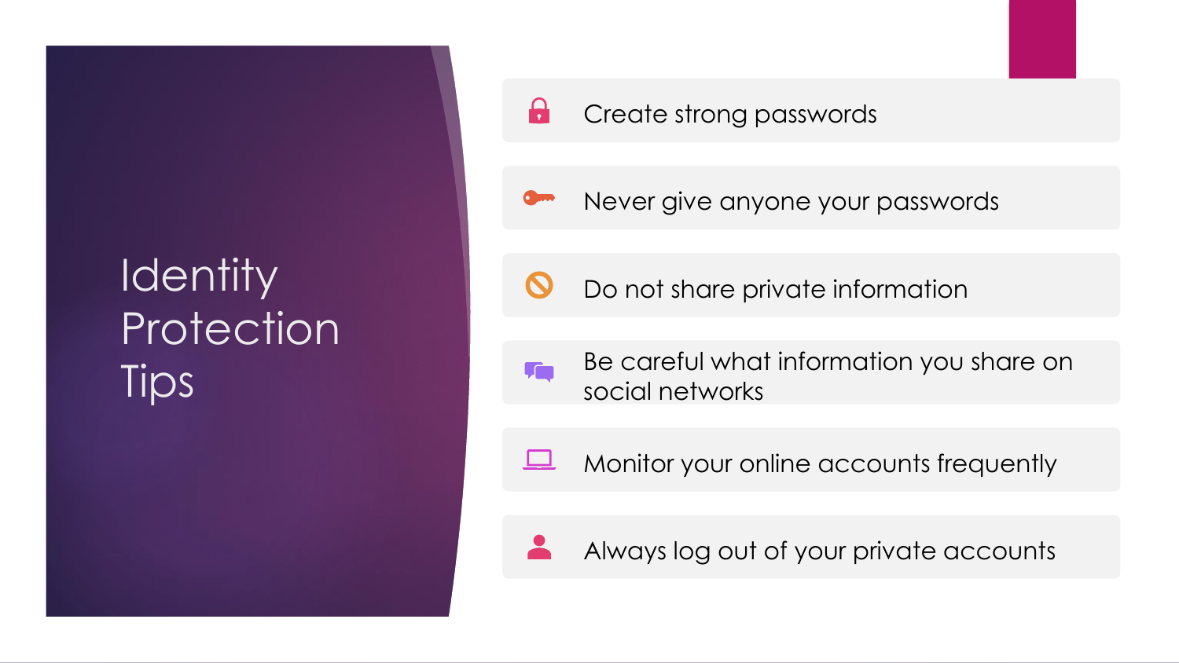# Identity Protection Tips

- Create strong passwords
- Never give anyone your passwords
- Do not share private information
- Be careful what information you share on social networks
- Monitor your online accounts frequently
- Always log out of your private accounts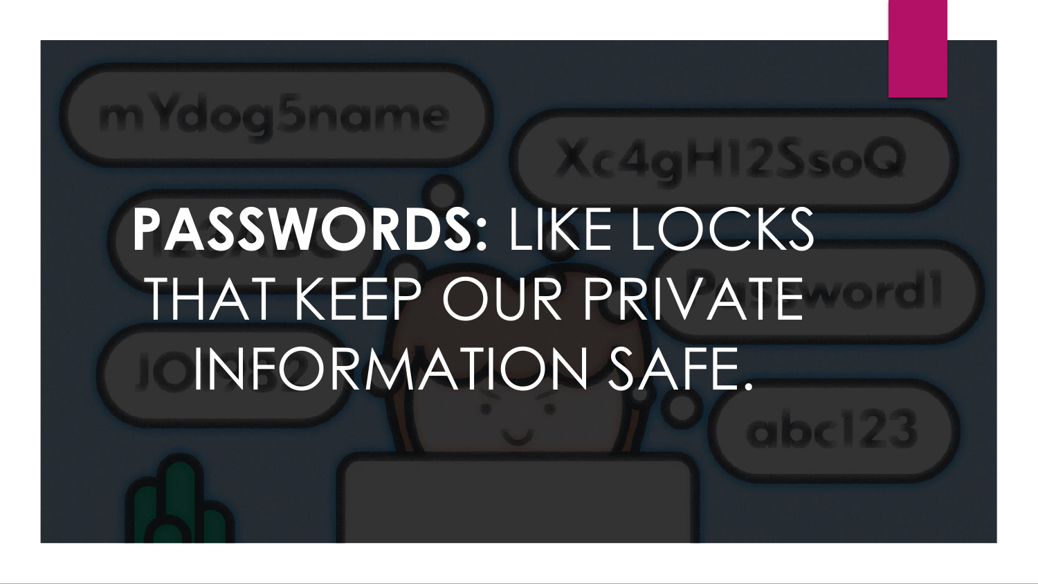**PASSWORDS:** LIKE LOCKS THAT KEEP OUR PRIVATE INFORMATION SAFE.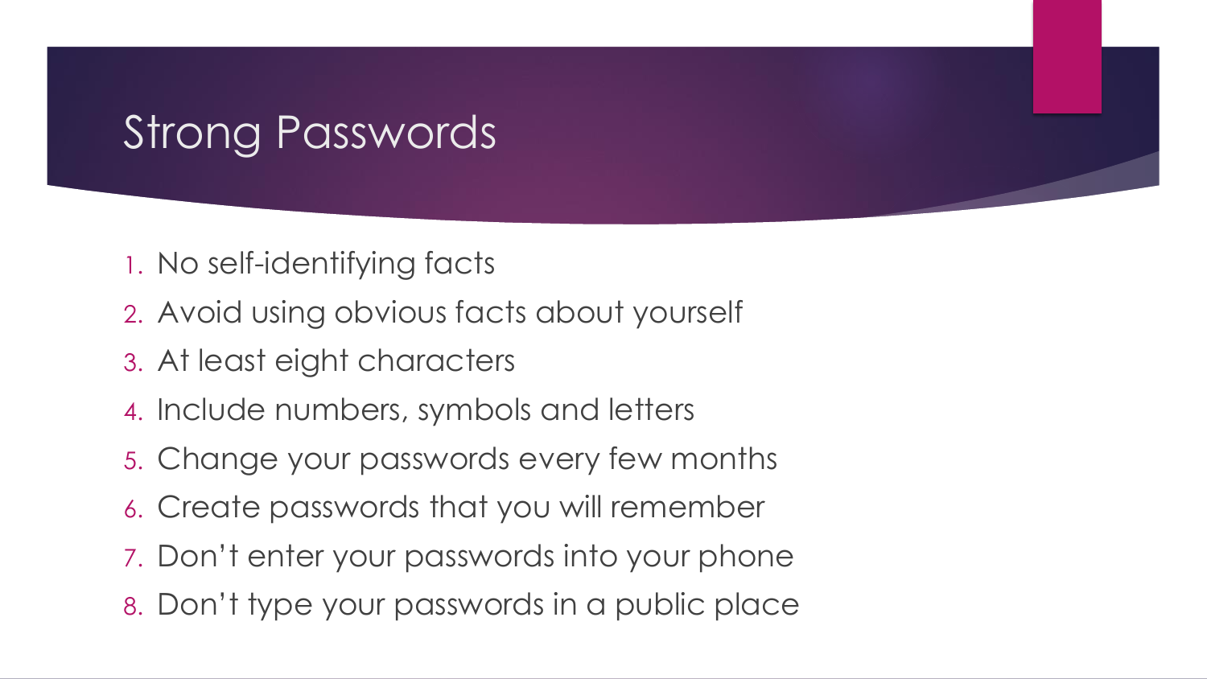# Strong Passwords

1. No self-identifying facts
2. Avoid using obvious facts about yourself
3. At least eight characters
4. Include numbers, symbols and letters
5. Change your passwords every few months
6. Create passwords that you will remember
7. Don't enter your passwords into your phone
8. Don't type your passwords in a public place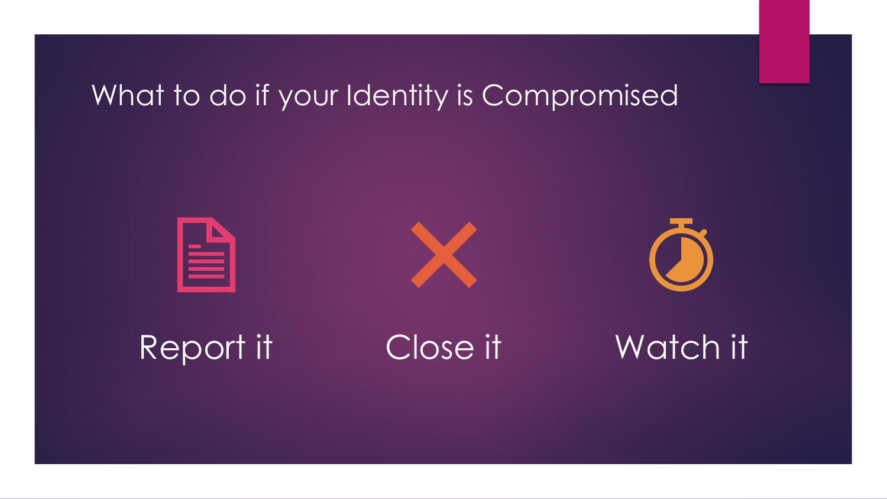# What to do if your Identity is Compromised

- Report it
- Close it
- Watch it